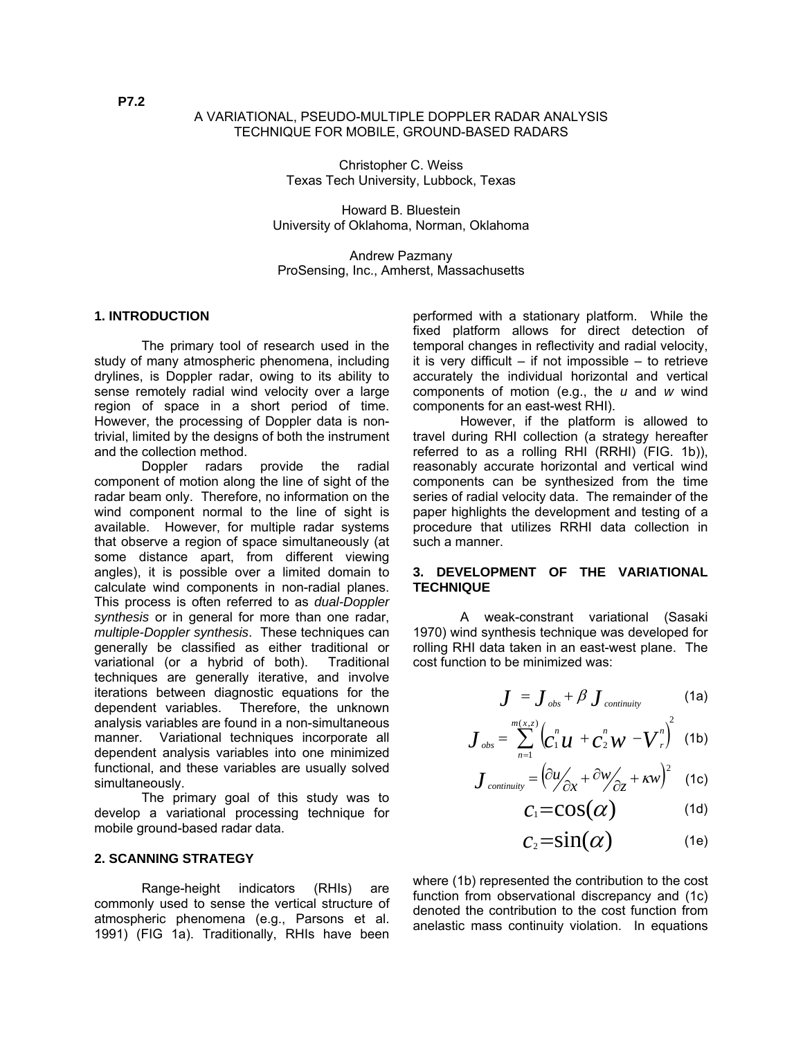P7.2

# A VARIATIONAL, PSEUDO-MULTIPLE DOPPLER RADAR ANALYSIS TECHNIQUE FOR MOBILE, GROUND-BASED RADARS

Christopher C. Weiss
Texas Tech University, Lubbock, Texas

Howard B. Bluestein
University of Oklahoma, Norman, Oklahoma

Andrew Pazmany
ProSensing, Inc., Amherst, Massachusetts

## 1. INTRODUCTION

The primary tool of research used in the study of many atmospheric phenomena, including drylines, is Doppler radar, owing to its ability to sense remotely radial wind velocity over a large region of space in a short period of time. However, the processing of Doppler data is non-trivial, limited by the designs of both the instrument and the collection method.

Doppler radars provide the radial component of motion along the line of sight of the radar beam only. Therefore, no information on the wind component normal to the line of sight is available. However, for multiple radar systems that observe a region of space simultaneously (at some distance apart, from different viewing angles), it is possible over a limited domain to calculate wind components in non-radial planes. This process is often referred to as *dual-Doppler synthesis* or in general for more than one radar, *multiple-Doppler synthesis*. These techniques can generally be classified as either traditional or variational (or a hybrid of both). Traditional techniques are generally iterative, and involve iterations between diagnostic equations for the dependent variables. Therefore, the unknown analysis variables are found in a non-simultaneous manner. Variational techniques incorporate all dependent analysis variables into one minimized functional, and these variables are usually solved simultaneously.

The primary goal of this study was to develop a variational processing technique for mobile ground-based radar data.

## 2. SCANNING STRATEGY

Range-height indicators (RHIs) are commonly used to sense the vertical structure of atmospheric phenomena (e.g., Parsons et al. 1991) (FIG 1a). Traditionally, RHIs have been performed with a stationary platform. While the fixed platform allows for direct detection of temporal changes in reflectivity and radial velocity, it is very difficult – if not impossible – to retrieve accurately the individual horizontal and vertical components of motion (e.g., the *u* and *w* wind components for an east-west RHI).

However, if the platform is allowed to travel during RHI collection (a strategy hereafter referred to as a rolling RHI (RRHI) (FIG. 1b)), reasonably accurate horizontal and vertical wind components can be synthesized from the time series of radial velocity data. The remainder of the paper highlights the development and testing of a procedure that utilizes RRHI data collection in such a manner.

## 3. DEVELOPMENT OF THE VARIATIONAL TECHNIQUE

A weak-constrant variational (Sasaki 1970) wind synthesis technique was developed for rolling RHI data taken in an east-west plane. The cost function to be minimized was:

$$J = J_{obs} + \beta J_{continuity} \quad (1a)$$

$$J_{obs} = \sum_{n=1}^{m(x,z)} \left( c_1^n u + c_2^n w - V_r^n \right)^2 \quad (1b)$$

$$J_{continuity} = \left( \partial u / \partial x + \partial w / \partial z + \kappa w \right)^2 \quad (1c)$$

$$c_1 = \cos(\alpha) \quad (1d)$$

$$c_2 = \sin(\alpha) \quad (1e)$$

where (1b) represented the contribution to the cost function from observational discrepancy and (1c) denoted the contribution to the cost function from anelastic mass continuity violation. In equations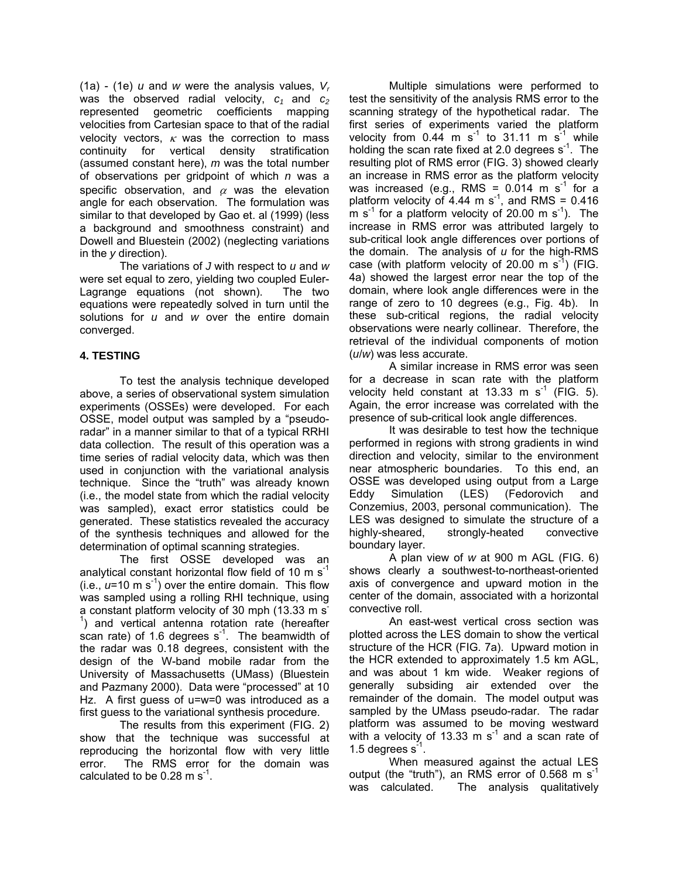(1a) - (1e) $u$ and $w$ were the analysis values, $V_r$ was the observed radial velocity, $c_1$ and $c_2$ represented geometric coefficients mapping velocities from Cartesian space to that of the radial velocity vectors, $\kappa$ was the correction to mass continuity for vertical density stratification (assumed constant here), $m$ was the total number of observations per gridpoint of which $n$ was a specific observation, and $\alpha$ was the elevation angle for each observation. The formulation was similar to that developed by Gao et. al (1999) (less a background and smoothness constraint) and Dowell and Bluestein (2002) (neglecting variations in the $y$ direction).

The variations of $J$ with respect to $u$ and $w$ were set equal to zero, yielding two coupled Euler-Lagrange equations (not shown). The two equations were repeatedly solved in turn until the solutions for $u$ and $w$ over the entire domain converged.

## 4. TESTING

To test the analysis technique developed above, a series of observational system simulation experiments (OSSEs) were developed. For each OSSE, model output was sampled by a "pseudo-radar" in a manner similar to that of a typical RRHI data collection. The result of this operation was a time series of radial velocity data, which was then used in conjunction with the variational analysis technique. Since the "truth" was already known (i.e., the model state from which the radial velocity was sampled), exact error statistics could be generated. These statistics revealed the accuracy of the synthesis techniques and allowed for the determination of optimal scanning strategies.

The first OSSE developed was an analytical constant horizontal flow field of 10 m s$^{-1}$ (i.e., $u$=10 m s$^{-1}$) over the entire domain. This flow was sampled using a rolling RHI technique, using a constant platform velocity of 30 mph (13.33 m s$^{-1}$) and vertical antenna rotation rate (hereafter scan rate) of 1.6 degrees s$^{-1}$. The beamwidth of the radar was 0.18 degrees, consistent with the design of the W-band mobile radar from the University of Massachusetts (UMass) (Bluestein and Pazmany 2000). Data were "processed" at 10 Hz. A first guess of u=w=0 was introduced as a first guess to the variational synthesis procedure.

The results from this experiment (FIG. 2) show that the technique was successful at reproducing the horizontal flow with very little error. The RMS error for the domain was calculated to be 0.28 m s$^{-1}$.

Multiple simulations were performed to test the sensitivity of the analysis RMS error to the scanning strategy of the hypothetical radar. The first series of experiments varied the platform velocity from 0.44 m s$^{-1}$ to 31.11 m s$^{-1}$ while holding the scan rate fixed at 2.0 degrees s$^{-1}$. The resulting plot of RMS error (FIG. 3) showed clearly an increase in RMS error as the platform velocity was increased (e.g., RMS = 0.014 m s$^{-1}$ for a platform velocity of 4.44 m s$^{-1}$, and RMS = 0.416 m s$^{-1}$ for a platform velocity of 20.00 m s$^{-1}$). The increase in RMS error was attributed largely to sub-critical look angle differences over portions of the domain. The analysis of $u$ for the high-RMS case (with platform velocity of 20.00 m s$^{-1}$) (FIG. 4a) showed the largest error near the top of the domain, where look angle differences were in the range of zero to 10 degrees (e.g., Fig. 4b). In these sub-critical regions, the radial velocity observations were nearly collinear. Therefore, the retrieval of the individual components of motion ($u$/$w$) was less accurate.

A similar increase in RMS error was seen for a decrease in scan rate with the platform velocity held constant at 13.33 m s$^{-1}$ (FIG. 5). Again, the error increase was correlated with the presence of sub-critical look angle differences.

It was desirable to test how the technique performed in regions with strong gradients in wind direction and velocity, similar to the environment near atmospheric boundaries. To this end, an OSSE was developed using output from a Large Eddy Simulation (LES) (Fedorovich and Conzemius, 2003, personal communication). The LES was designed to simulate the structure of a highly-sheared, strongly-heated convective boundary layer.

A plan view of $w$ at 900 m AGL (FIG. 6) shows clearly a southwest-to-northeast-oriented axis of convergence and upward motion in the center of the domain, associated with a horizontal convective roll.

An east-west vertical cross section was plotted across the LES domain to show the vertical structure of the HCR (FIG. 7a). Upward motion in the HCR extended to approximately 1.5 km AGL, and was about 1 km wide. Weaker regions of generally subsiding air extended over the remainder of the domain. The model output was sampled by the UMass pseudo-radar. The radar platform was assumed to be moving westward with a velocity of 13.33 m s$^{-1}$ and a scan rate of 1.5 degrees s$^{-1}$.

When measured against the actual LES output (the "truth"), an RMS error of 0.568 m s$^{-1}$ was calculated. The analysis qualitatively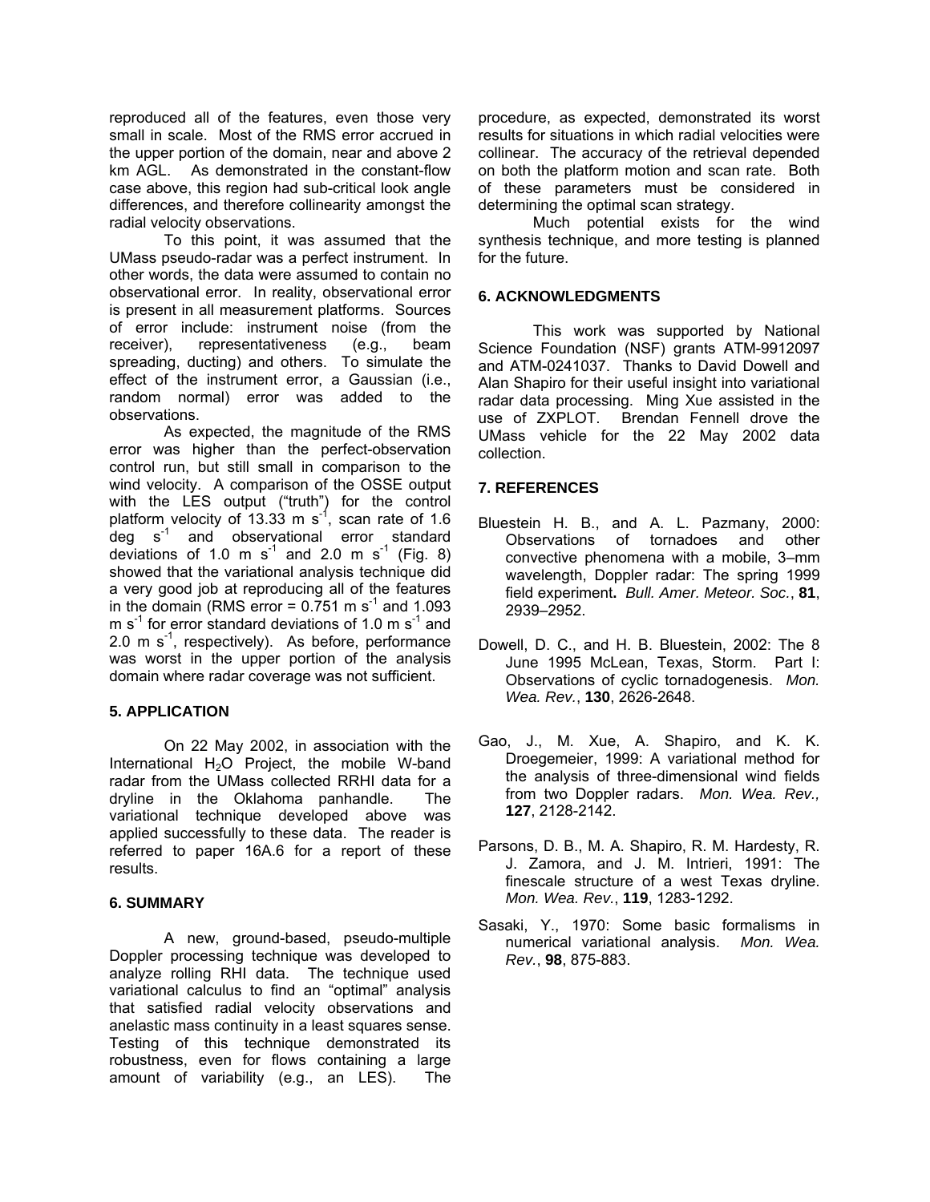reproduced all of the features, even those very small in scale. Most of the RMS error accrued in the upper portion of the domain, near and above 2 km AGL. As demonstrated in the constant-flow case above, this region had sub-critical look angle differences, and therefore collinearity amongst the radial velocity observations.

To this point, it was assumed that the UMass pseudo-radar was a perfect instrument. In other words, the data were assumed to contain no observational error. In reality, observational error is present in all measurement platforms. Sources of error include: instrument noise (from the receiver), representativeness (e.g., beam spreading, ducting) and others. To simulate the effect of the instrument error, a Gaussian (i.e., random normal) error was added to the observations.

As expected, the magnitude of the RMS error was higher than the perfect-observation control run, but still small in comparison to the wind velocity. A comparison of the OSSE output with the LES output ("truth") for the control platform velocity of 13.33 m s$^{-1}$, scan rate of 1.6 deg s$^{-1}$ and observational error standard deviations of 1.0 m s$^{-1}$ and 2.0 m s$^{-1}$ (Fig. 8) showed that the variational analysis technique did a very good job at reproducing all of the features in the domain (RMS error = 0.751 m s$^{-1}$ and 1.093 m s$^{-1}$ for error standard deviations of 1.0 m s$^{-1}$ and 2.0 m s$^{-1}$, respectively). As before, performance was worst in the upper portion of the analysis domain where radar coverage was not sufficient.

## 5. APPLICATION

On 22 May 2002, in association with the International $H_2O$ Project, the mobile W-band radar from the UMass collected RRHI data for a dryline in the Oklahoma panhandle. The variational technique developed above was applied successfully to these data. The reader is referred to paper 16A.6 for a report of these results.

## 6. SUMMARY

A new, ground-based, pseudo-multiple Doppler processing technique was developed to analyze rolling RHI data. The technique used variational calculus to find an "optimal" analysis that satisfied radial velocity observations and anelastic mass continuity in a least squares sense. Testing of this technique demonstrated its robustness, even for flows containing a large amount of variability (e.g., an LES). The procedure, as expected, demonstrated its worst results for situations in which radial velocities were collinear. The accuracy of the retrieval depended on both the platform motion and scan rate. Both of these parameters must be considered in determining the optimal scan strategy.

Much potential exists for the wind synthesis technique, and more testing is planned for the future.

## 6. ACKNOWLEDGMENTS

This work was supported by National Science Foundation (NSF) grants ATM-9912097 and ATM-0241037. Thanks to David Dowell and Alan Shapiro for their useful insight into variational radar data processing. Ming Xue assisted in the use of ZXPLOT. Brendan Fennell drove the UMass vehicle for the 22 May 2002 data collection.

## 7. REFERENCES

Bluestein H. B., and A. L. Pazmany, 2000: Observations of tornadoes and other convective phenomena with a mobile, 3–mm wavelength, Doppler radar: The spring 1999 field experiment**.** *Bull. Amer. Meteor. Soc.*, **81**, 2939–2952.

Dowell, D. C., and H. B. Bluestein, 2002: The 8 June 1995 McLean, Texas, Storm. Part I: Observations of cyclic tornadogenesis. *Mon. Wea. Rev.*, **130**, 2626-2648.

Gao, J., M. Xue, A. Shapiro, and K. K. Droegemeier, 1999: A variational method for the analysis of three-dimensional wind fields from two Doppler radars. *Mon. Wea. Rev.,* **127**, 2128-2142.

Parsons, D. B., M. A. Shapiro, R. M. Hardesty, R. J. Zamora, and J. M. Intrieri, 1991: The finescale structure of a west Texas dryline. *Mon. Wea. Rev.*, **119**, 1283-1292.

Sasaki, Y., 1970: Some basic formalisms in numerical variational analysis. *Mon. Wea. Rev.*, **98**, 875-883.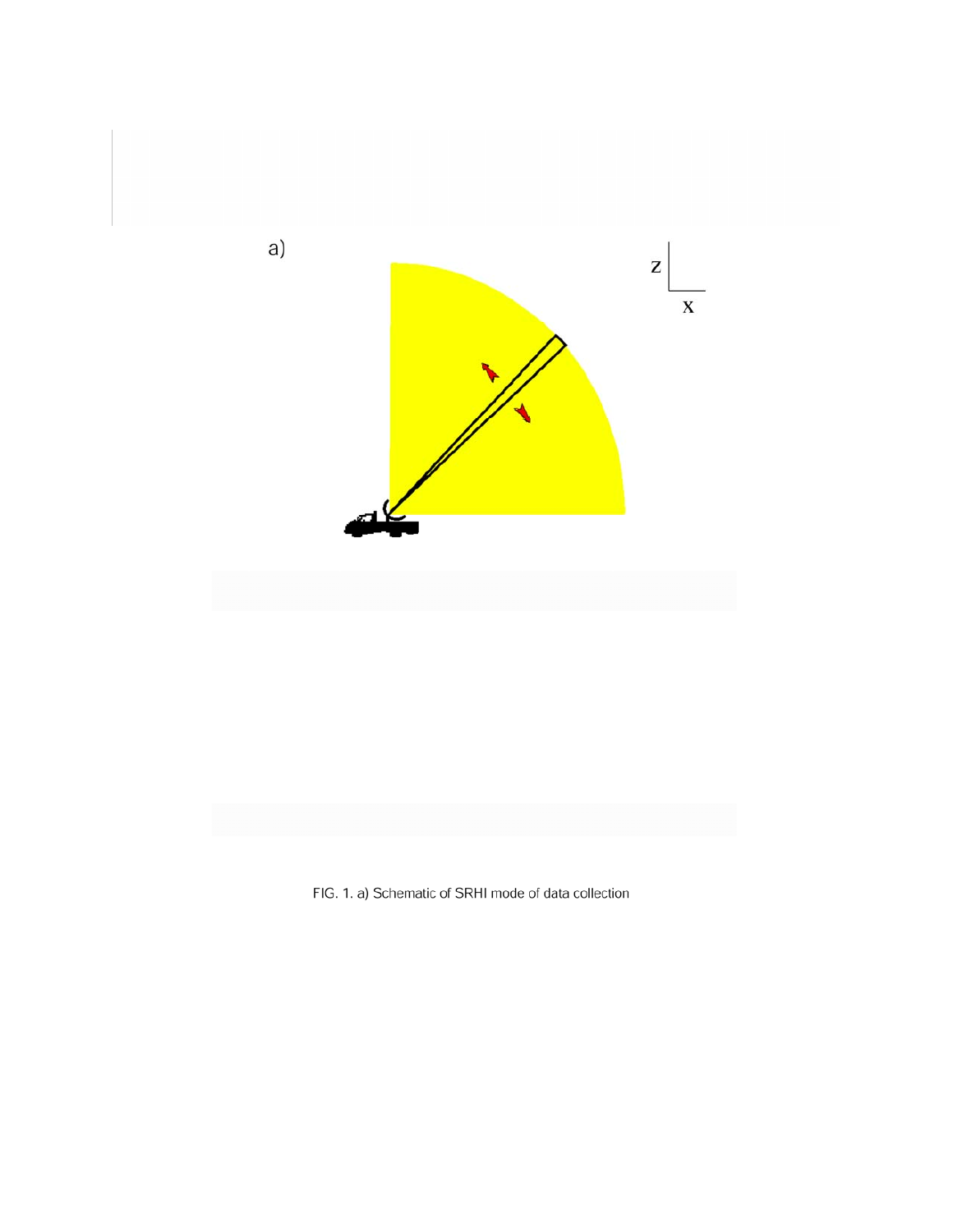FIG. 1. a) Schematic of SRHI mode of data collection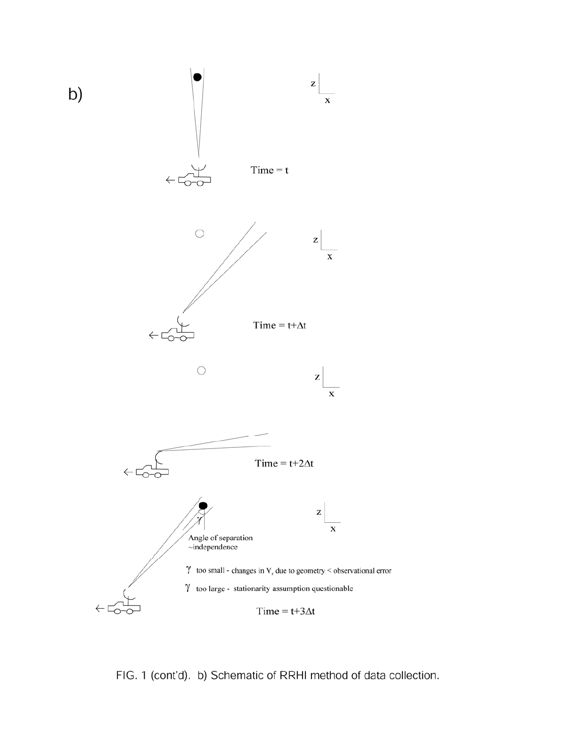b)

Time = t

Time = t+Δt

Time = t+2Δt

Angle of separation ~independence

$\gamma$ too small - changes in $V_r$ due to geometry < observational error

$\gamma$ too large - stationarity assumption questionable

Time = t+3Δt

FIG. 1 (cont'd). b) Schematic of RRHI method of data collection.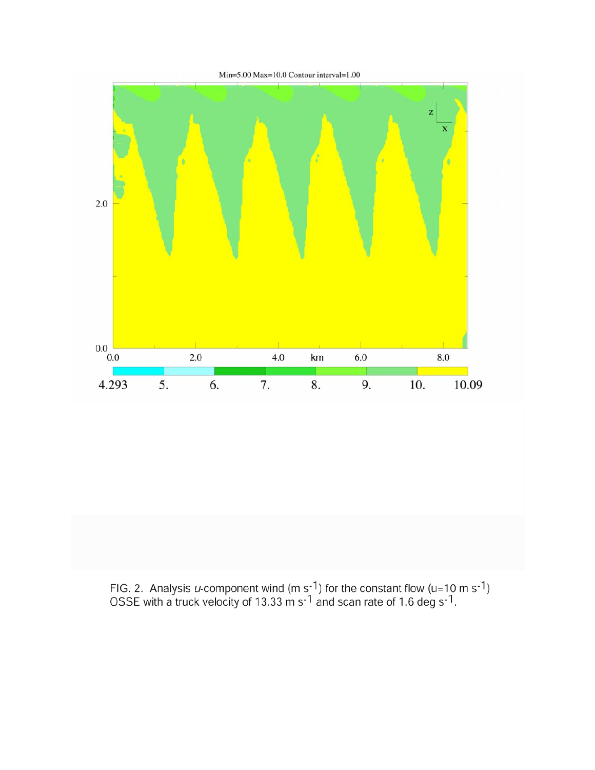FIG. 2. Analysis $u$-component wind (m $s^{-1}$) for the constant flow (u=10 m $s^{-1}$) OSSE with a truck velocity of 13.33 m $s^{-1}$ and scan rate of 1.6 deg $s^{-1}$.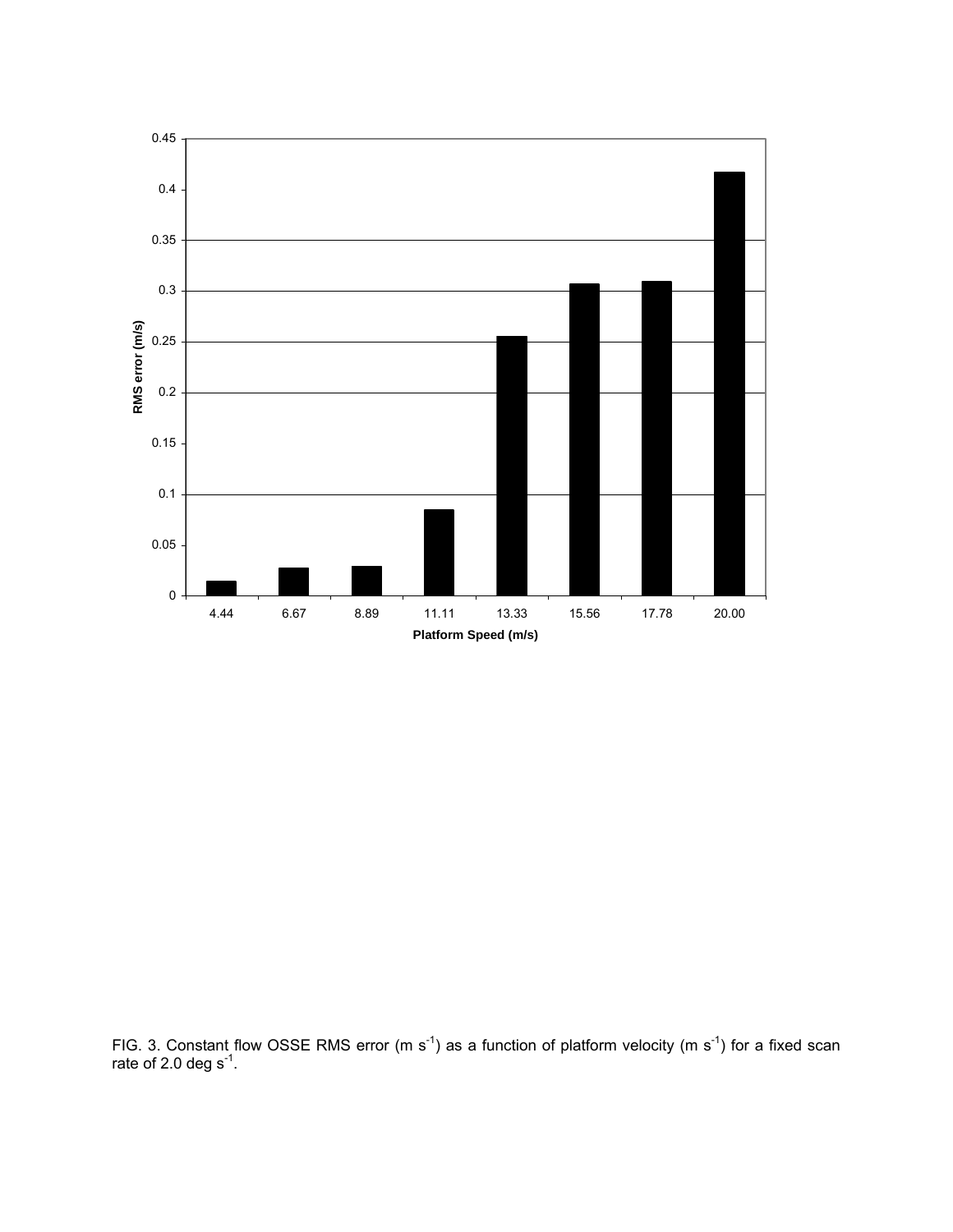FIG. 3. Constant flow OSSE RMS error (m $s^{-1}$) as a function of platform velocity (m $s^{-1}$) for a fixed scan rate of 2.0 deg $s^{-1}$.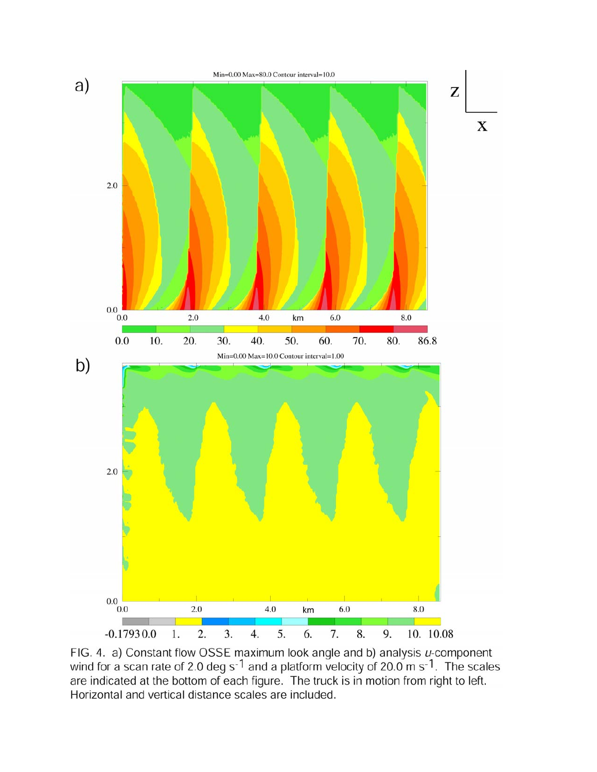FIG. 4. a) Constant flow OSSE maximum look angle and b) analysis *u*-component wind for a scan rate of 2.0 deg s$^{-1}$ and a platform velocity of 20.0 m s$^{-1}$. The scales are indicated at the bottom of each figure. The truck is in motion from right to left. Horizontal and vertical distance scales are included.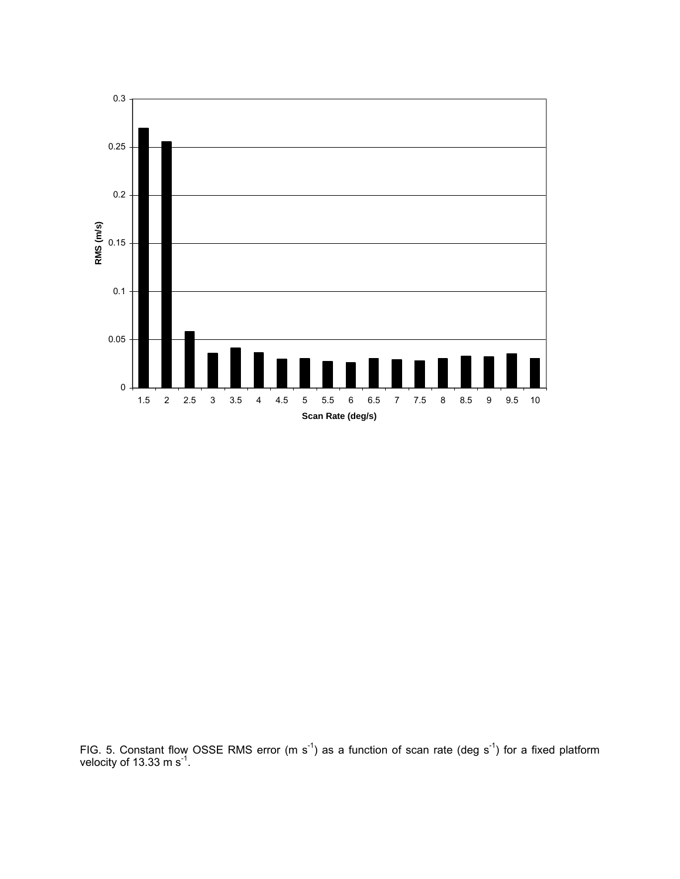FIG. 5. Constant flow OSSE RMS error (m $s^{-1}$) as a function of scan rate (deg $s^{-1}$) for a fixed platform velocity of 13.33 m $s^{-1}$.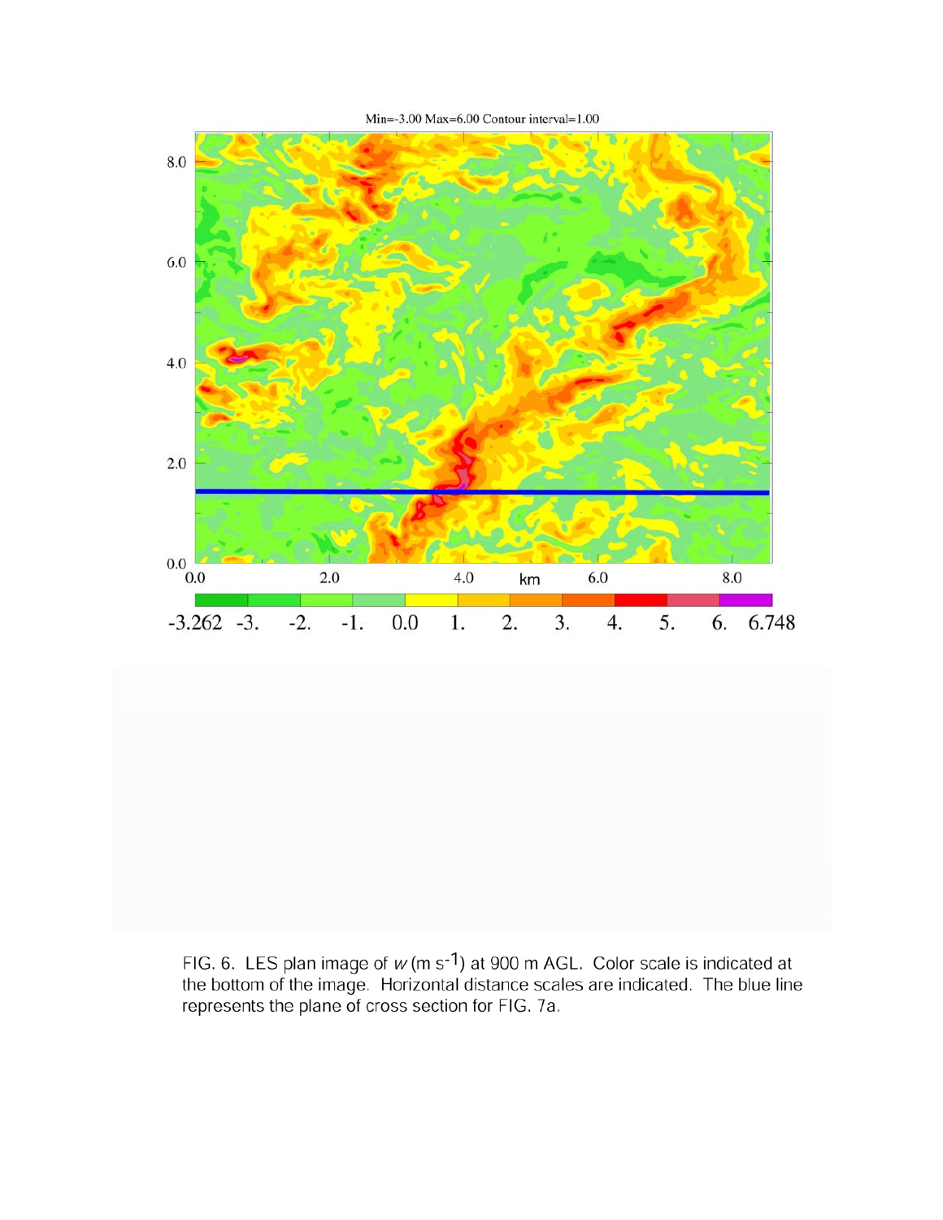FIG. 6. LES plan image of $w$ (m s$^{-1}$) at 900 m AGL. Color scale is indicated at the bottom of the image. Horizontal distance scales are indicated. The blue line represents the plane of cross section for FIG. 7a.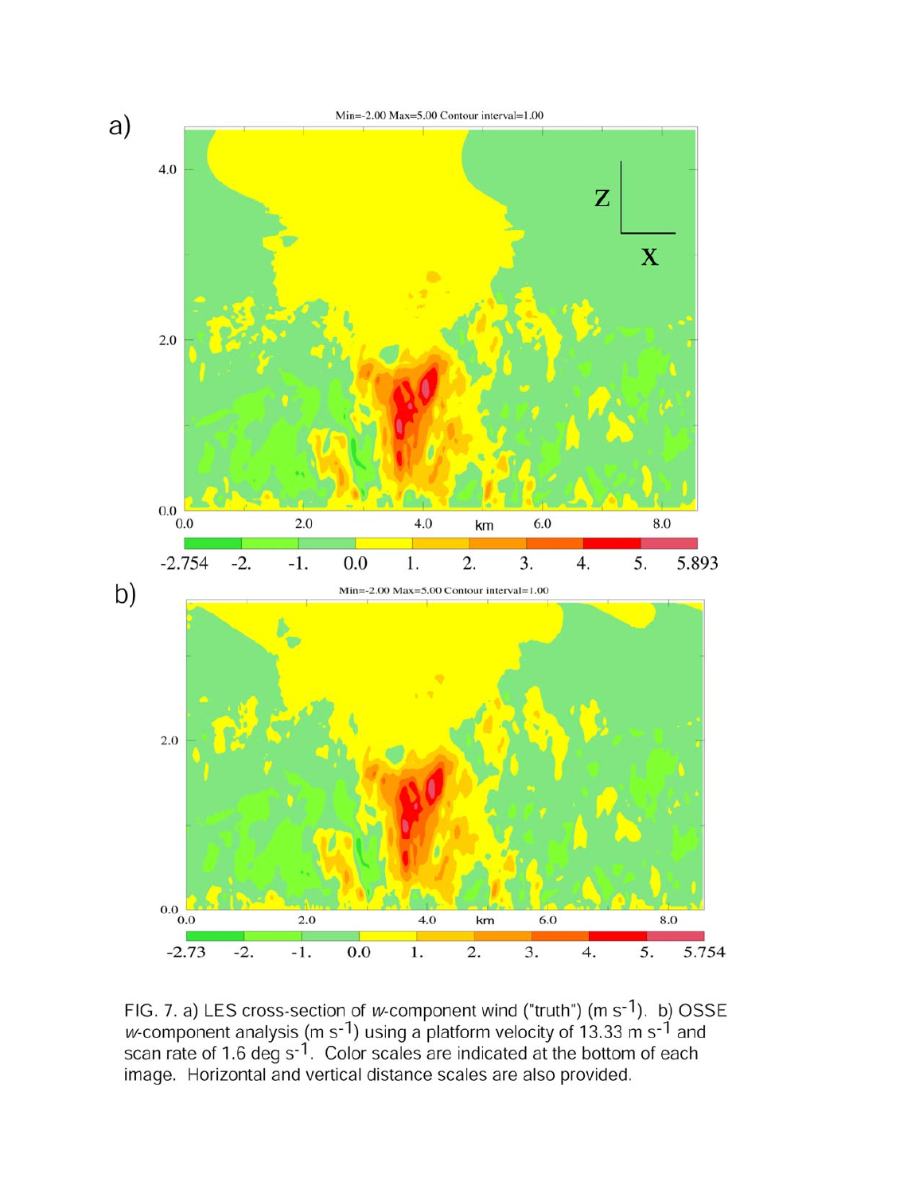FIG. 7. a) LES cross-section of *w*-component wind ("truth") (m s$^{-1}$). b) OSSE *w*-component analysis (m s$^{-1}$) using a platform velocity of 13.33 m s$^{-1}$ and scan rate of 1.6 deg s$^{-1}$. Color scales are indicated at the bottom of each image. Horizontal and vertical distance scales are also provided.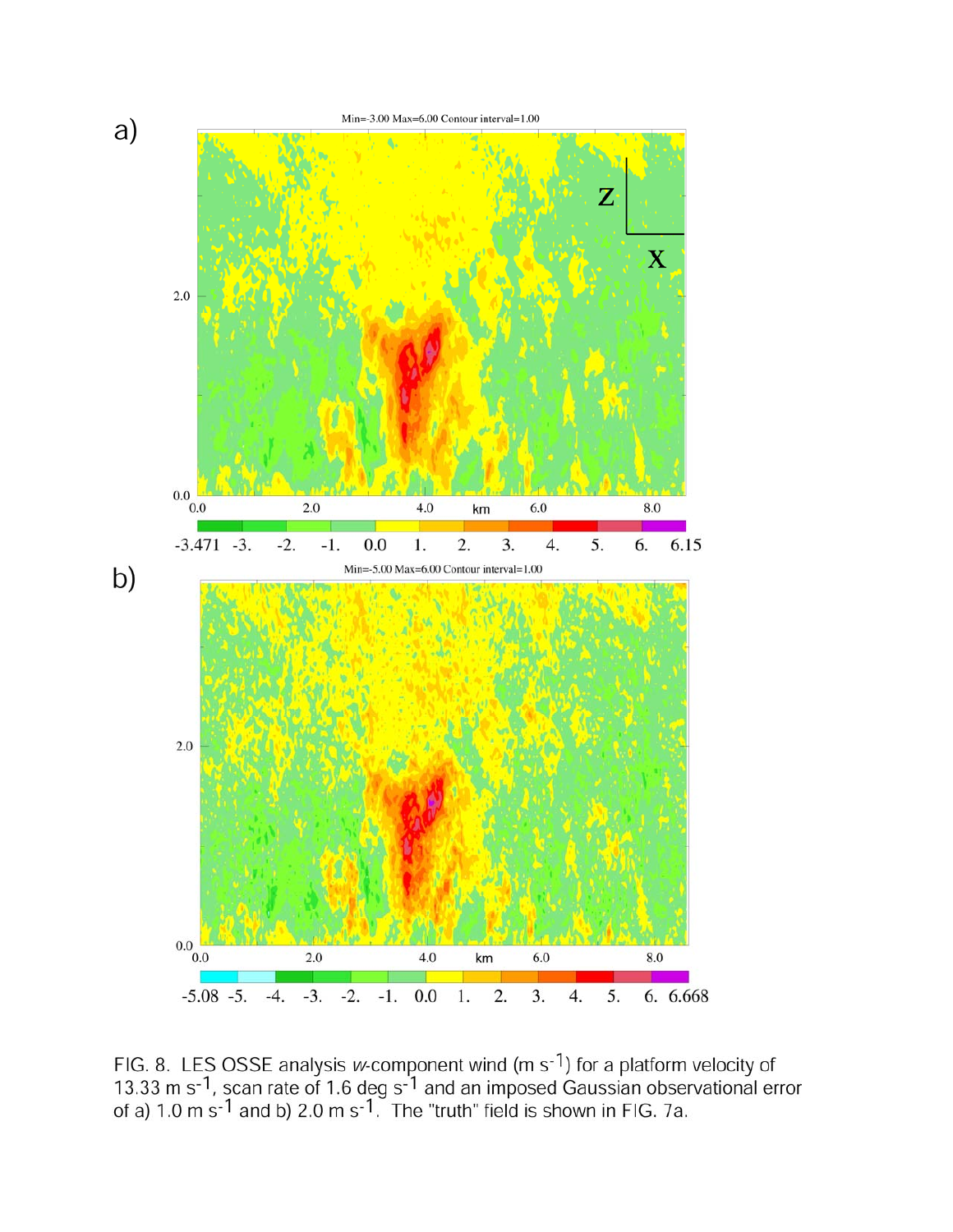a)

Min=-3.00 Max=6.00 Contour interval=1.00

Z

X

2.0

0.0

0.0 2.0 4.0 km 6.0 8.0

-3.471 -3. -2. -1. 0.0 1. 2. 3. 4. 5. 6. 6.15

b)

Min=-5.00 Max=6.00 Contour interval=1.00

2.0

0.0

0.0 2.0 4.0 km 6.0 8.0

-5.08 -5. -4. -3. -2. -1. 0.0 1. 2. 3. 4. 5. 6. 6.668

FIG. 8. LES OSSE analysis *w*-component wind (m $s^{-1}$) for a platform velocity of 13.33 m $s^{-1}$, scan rate of 1.6 deg $s^{-1}$ and an imposed Gaussian observational error of a) 1.0 m $s^{-1}$ and b) 2.0 m $s^{-1}$. The "truth" field is shown in FIG. 7a.